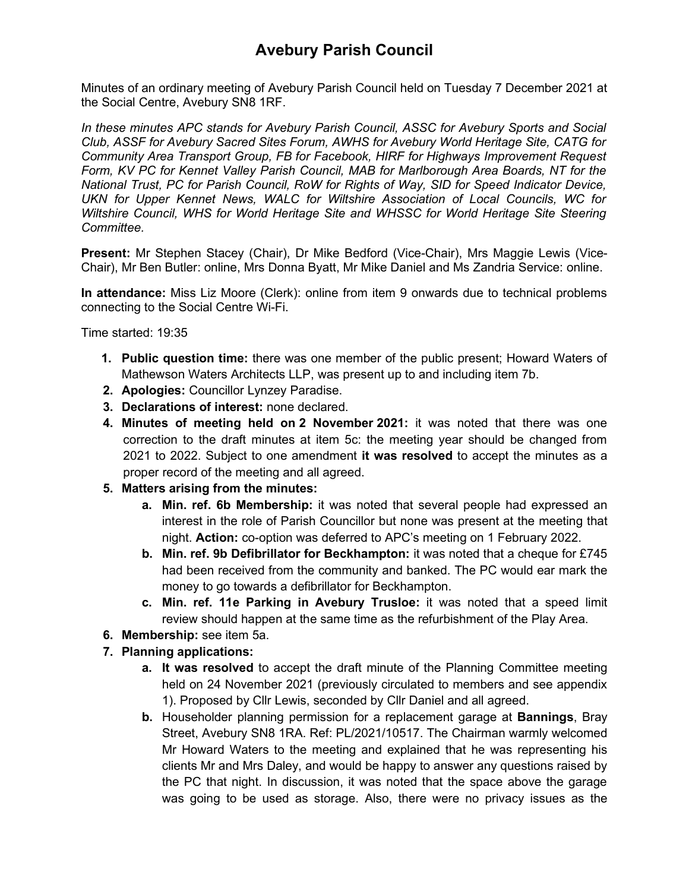# Avebury Parish Council

Minutes of an ordinary meeting of Avebury Parish Council held on Tuesday 7 December 2021 at the Social Centre, Avebury SN8 1RF.

*In these minutes APC stands for Avebury Parish Council, ASSC for Avebury Sports and Social Club, ASSF for Avebury Sacred Sites Forum, AWHS for Avebury World Heritage Site, CATG for Community Area Transport Group, FB for Facebook, HIRF for Highways Improvement Request Form, KV PC for Kennet Valley Parish Council, MAB for Marlborough Area Boards, NT for the National Trust, PC for Parish Council, RoW for Rights of Way, SID for Speed Indicator Device, UKN for Upper Kennet News, WALC for Wiltshire Association of Local Councils, WC for Wiltshire Council, WHS for World Heritage Site and WHSSC for World Heritage Site Steering Committee.*

**Present:** Mr Stephen Stacey (Chair), Dr Mike Bedford (Vice-Chair), Mrs Maggie Lewis (Vice-Chair), Mr Ben Butler: online, Mrs Donna Byatt, Mr Mike Daniel and Ms Zandria Service: online.

**In attendance:** Miss Liz Moore (Clerk): online from item 9 onwards due to technical problems connecting to the Social Centre Wi-Fi.

Time started: 19:35

1. **Public question time:** there was one member of the public present; Howard Waters of Mathewson Waters Architects LLP, was present up to and including item 7b.
2. **Apologies:** Councillor Lynzey Paradise.
3. **Declarations of interest:** none declared.
4. **Minutes of meeting held on 2 November 2021:** it was noted that there was one correction to the draft minutes at item 5c: the meeting year should be changed from 2021 to 2022. Subject to one amendment **it was resolved** to accept the minutes as a proper record of the meeting and all agreed.
5. **Matters arising from the minutes:**
    a. **Min. ref. 6b Membership:** it was noted that several people had expressed an interest in the role of Parish Councillor but none was present at the meeting that night. **Action:** co-option was deferred to APC's meeting on 1 February 2022.
    b. **Min. ref. 9b Defibrillator for Beckhampton:** it was noted that a cheque for £745 had been received from the community and banked. The PC would ear mark the money to go towards a defibrillator for Beckhampton.
    c. **Min. ref. 11e Parking in Avebury Trusloe:** it was noted that a speed limit review should happen at the same time as the refurbishment of the Play Area.
6. **Membership:** see item 5a.
7. **Planning applications:**
    a. **It was resolved** to accept the draft minute of the Planning Committee meeting held on 24 November 2021 (previously circulated to members and see appendix 1). Proposed by Cllr Lewis, seconded by Cllr Daniel and all agreed.
    b. Householder planning permission for a replacement garage at **Bannings**, Bray Street, Avebury SN8 1RA. Ref: PL/2021/10517. The Chairman warmly welcomed Mr Howard Waters to the meeting and explained that he was representing his clients Mr and Mrs Daley, and would be happy to answer any questions raised by the PC that night. In discussion, it was noted that the space above the garage was going to be used as storage. Also, there were no privacy issues as the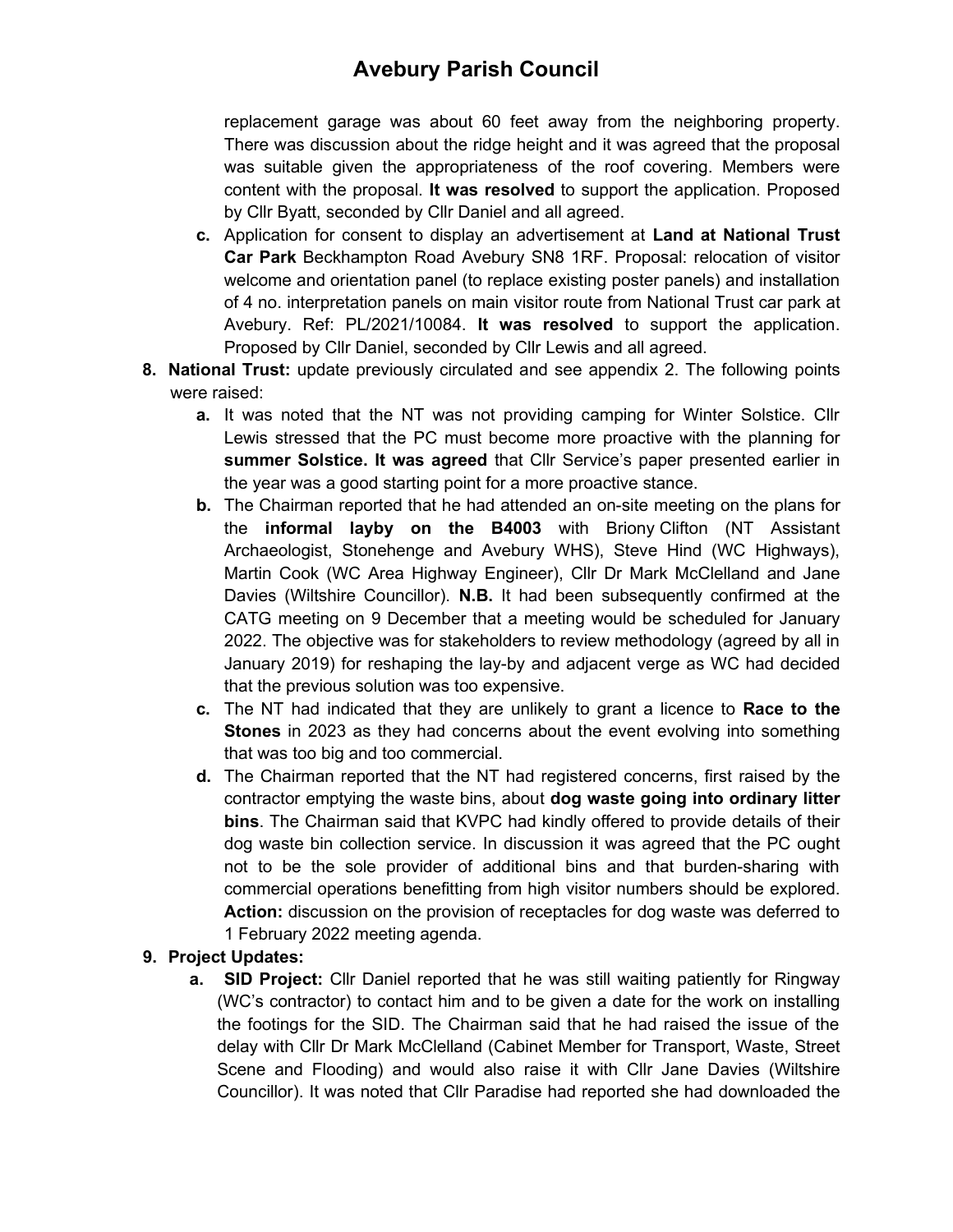replacement garage was about 60 feet away from the neighboring property. There was discussion about the ridge height and it was agreed that the proposal was suitable given the appropriateness of the roof covering. Members were content with the proposal. **It was resolved** to support the application. Proposed by Cllr Byatt, seconded by Cllr Daniel and all agreed.

   c. Application for consent to display an advertisement at **Land at National Trust Car Park** Beckhampton Road Avebury SN8 1RF. Proposal: relocation of visitor welcome and orientation panel (to replace existing poster panels) and installation of 4 no. interpretation panels on main visitor route from National Trust car park at Avebury. Ref: PL/2021/10084. **It was resolved** to support the application. Proposed by Cllr Daniel, seconded by Cllr Lewis and all agreed.

8. **National Trust:** update previously circulated and see appendix 2. The following points were raised:
   a. It was noted that the NT was not providing camping for Winter Solstice. Cllr Lewis stressed that the PC must become more proactive with the planning for **summer Solstice. It was agreed** that Cllr Service's paper presented earlier in the year was a good starting point for a more proactive stance.
   b. The Chairman reported that he had attended an on-site meeting on the plans for the **informal layby on the B4003** with Briony Clifton (NT Assistant Archaeologist, Stonehenge and Avebury WHS), Steve Hind (WC Highways), Martin Cook (WC Area Highway Engineer), Cllr Dr Mark McClelland and Jane Davies (Wiltshire Councillor). **N.B.** It had been subsequently confirmed at the CATG meeting on 9 December that a meeting would be scheduled for January 2022. The objective was for stakeholders to review methodology (agreed by all in January 2019) for reshaping the lay-by and adjacent verge as WC had decided that the previous solution was too expensive.
   c. The NT had indicated that they are unlikely to grant a licence to **Race to the Stones** in 2023 as they had concerns about the event evolving into something that was too big and too commercial.
   d. The Chairman reported that the NT had registered concerns, first raised by the contractor emptying the waste bins, about **dog waste going into ordinary litter bins**. The Chairman said that KVPC had kindly offered to provide details of their dog waste bin collection service. In discussion it was agreed that the PC ought not to be the sole provider of additional bins and that burden-sharing with commercial operations benefitting from high visitor numbers should be explored. **Action:** discussion on the provision of receptacles for dog waste was deferred to 1 February 2022 meeting agenda.

9. **Project Updates:**
   a. **SID Project:** Cllr Daniel reported that he was still waiting patiently for Ringway (WC's contractor) to contact him and to be given a date for the work on installing the footings for the SID. The Chairman said that he had raised the issue of the delay with Cllr Dr Mark McClelland (Cabinet Member for Transport, Waste, Street Scene and Flooding) and would also raise it with Cllr Jane Davies (Wiltshire Councillor). It was noted that Cllr Paradise had reported she had downloaded the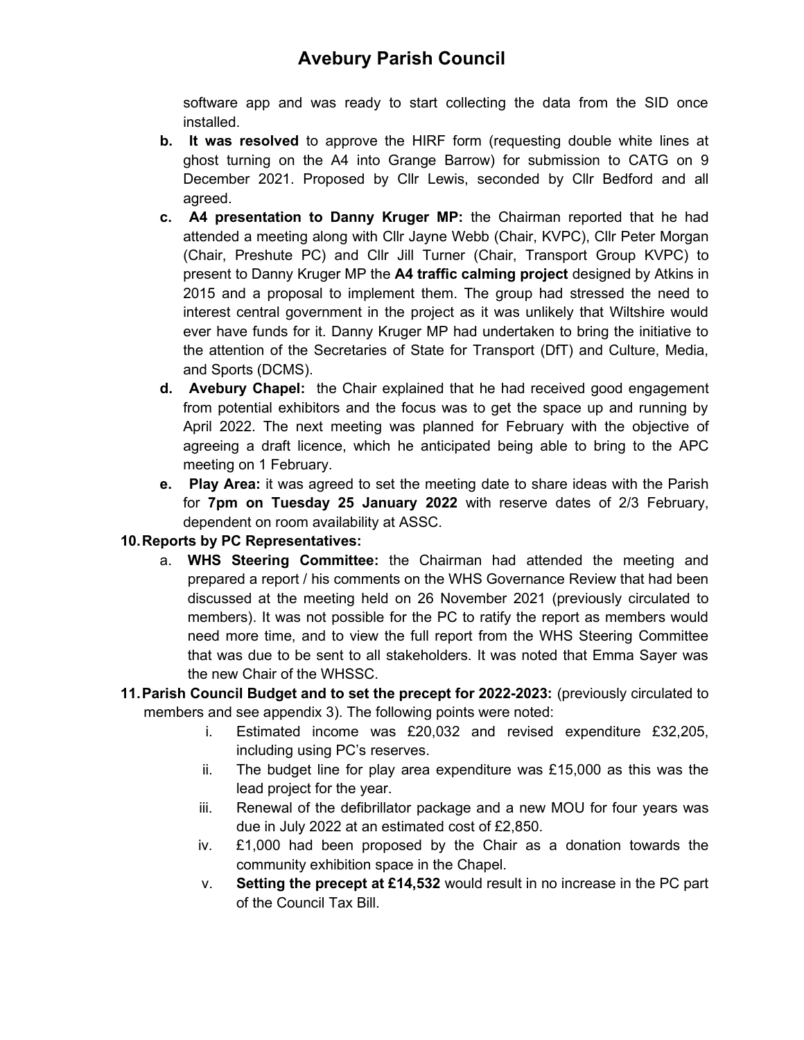software app and was ready to start collecting the data from the SID once installed.

- **b. It was resolved** to approve the HIRF form (requesting double white lines at ghost turning on the A4 into Grange Barrow) for submission to CATG on 9 December 2021. Proposed by Cllr Lewis, seconded by Cllr Bedford and all agreed.
- **c. A4 presentation to Danny Kruger MP:** the Chairman reported that he had attended a meeting along with Cllr Jayne Webb (Chair, KVPC), Cllr Peter Morgan (Chair, Preshute PC) and Cllr Jill Turner (Chair, Transport Group KVPC) to present to Danny Kruger MP the **A4 traffic calming project** designed by Atkins in 2015 and a proposal to implement them. The group had stressed the need to interest central government in the project as it was unlikely that Wiltshire would ever have funds for it. Danny Kruger MP had undertaken to bring the initiative to the attention of the Secretaries of State for Transport (DfT) and Culture, Media, and Sports (DCMS).
- **d. Avebury Chapel:** the Chair explained that he had received good engagement from potential exhibitors and the focus was to get the space up and running by April 2022. The next meeting was planned for February with the objective of agreeing a draft licence, which he anticipated being able to bring to the APC meeting on 1 February.
- **e. Play Area:** it was agreed to set the meeting date to share ideas with the Parish for **7pm on Tuesday 25 January 2022** with reserve dates of 2/3 February, dependent on room availability at ASSC.

**10. Reports by PC Representatives:**

- a. **WHS Steering Committee:** the Chairman had attended the meeting and prepared a report / his comments on the WHS Governance Review that had been discussed at the meeting held on 26 November 2021 (previously circulated to members). It was not possible for the PC to ratify the report as members would need more time, and to view the full report from the WHS Steering Committee that was due to be sent to all stakeholders. It was noted that Emma Sayer was the new Chair of the WHSSC.

**11. Parish Council Budget and to set the precept for 2022-2023:** (previously circulated to members and see appendix 3). The following points were noted:

- i. Estimated income was £20,032 and revised expenditure £32,205, including using PC's reserves.
- ii. The budget line for play area expenditure was £15,000 as this was the lead project for the year.
- iii. Renewal of the defibrillator package and a new MOU for four years was due in July 2022 at an estimated cost of £2,850.
- iv. £1,000 had been proposed by the Chair as a donation towards the community exhibition space in the Chapel.
- v. **Setting the precept at £14,532** would result in no increase in the PC part of the Council Tax Bill.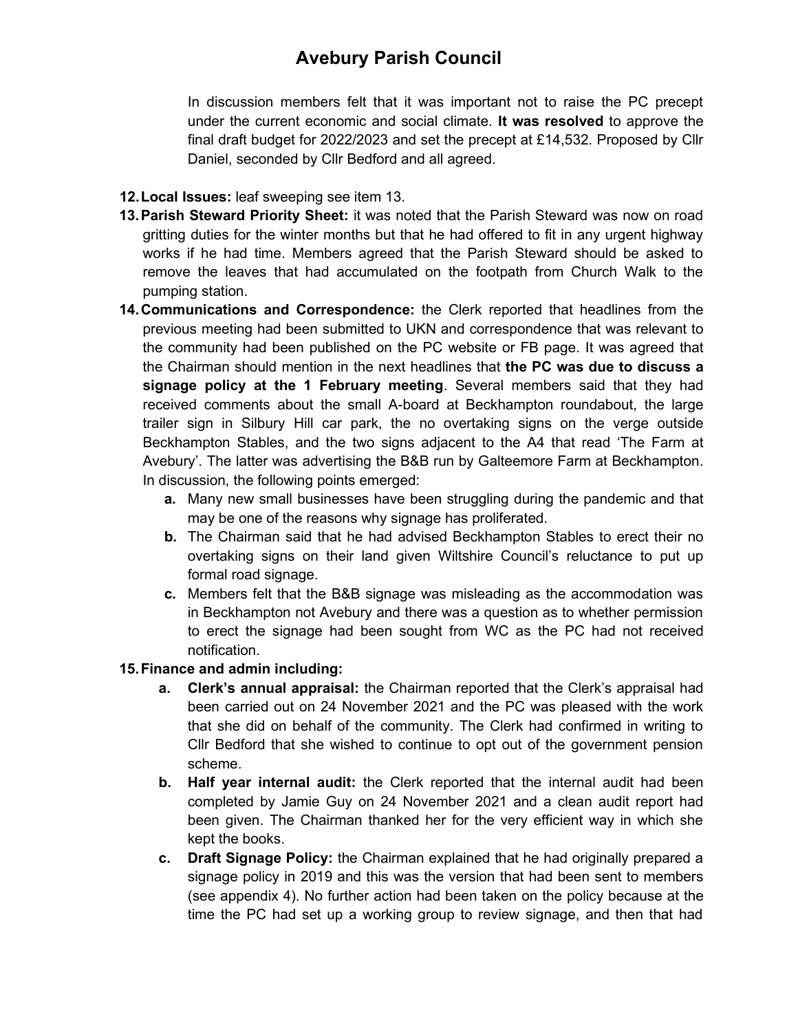In discussion members felt that it was important not to raise the PC precept under the current economic and social climate. **It was resolved** to approve the final draft budget for 2022/2023 and set the precept at £14,532. Proposed by Cllr Daniel, seconded by Cllr Bedford and all agreed.

12. **Local Issues:** leaf sweeping see item 13.
13. **Parish Steward Priority Sheet:** it was noted that the Parish Steward was now on road gritting duties for the winter months but that he had offered to fit in any urgent highway works if he had time. Members agreed that the Parish Steward should be asked to remove the leaves that had accumulated on the footpath from Church Walk to the pumping station.
14. **Communications and Correspondence:** the Clerk reported that headlines from the previous meeting had been submitted to UKN and correspondence that was relevant to the community had been published on the PC website or FB page. It was agreed that the Chairman should mention in the next headlines that **the PC was due to discuss a signage policy at the 1 February meeting**. Several members said that they had received comments about the small A-board at Beckhampton roundabout, the large trailer sign in Silbury Hill car park, the no overtaking signs on the verge outside Beckhampton Stables, and the two signs adjacent to the A4 that read 'The Farm at Avebury'. The latter was advertising the B&B run by Galteemore Farm at Beckhampton. In discussion, the following points emerged:
    - **a.** Many new small businesses have been struggling during the pandemic and that may be one of the reasons why signage has proliferated.
    - **b.** The Chairman said that he had advised Beckhampton Stables to erect their no overtaking signs on their land given Wiltshire Council's reluctance to put up formal road signage.
    - **c.** Members felt that the B&B signage was misleading as the accommodation was in Beckhampton not Avebury and there was a question as to whether permission to erect the signage had been sought from WC as the PC had not received notification.
15. **Finance and admin including:**
    - **a. Clerk's annual appraisal:** the Chairman reported that the Clerk's appraisal had been carried out on 24 November 2021 and the PC was pleased with the work that she did on behalf of the community. The Clerk had confirmed in writing to Cllr Bedford that she wished to continue to opt out of the government pension scheme.
    - **b. Half year internal audit:** the Clerk reported that the internal audit had been completed by Jamie Guy on 24 November 2021 and a clean audit report had been given. The Chairman thanked her for the very efficient way in which she kept the books.
    - **c. Draft Signage Policy:** the Chairman explained that he had originally prepared a signage policy in 2019 and this was the version that had been sent to members (see appendix 4). No further action had been taken on the policy because at the time the PC had set up a working group to review signage, and then that had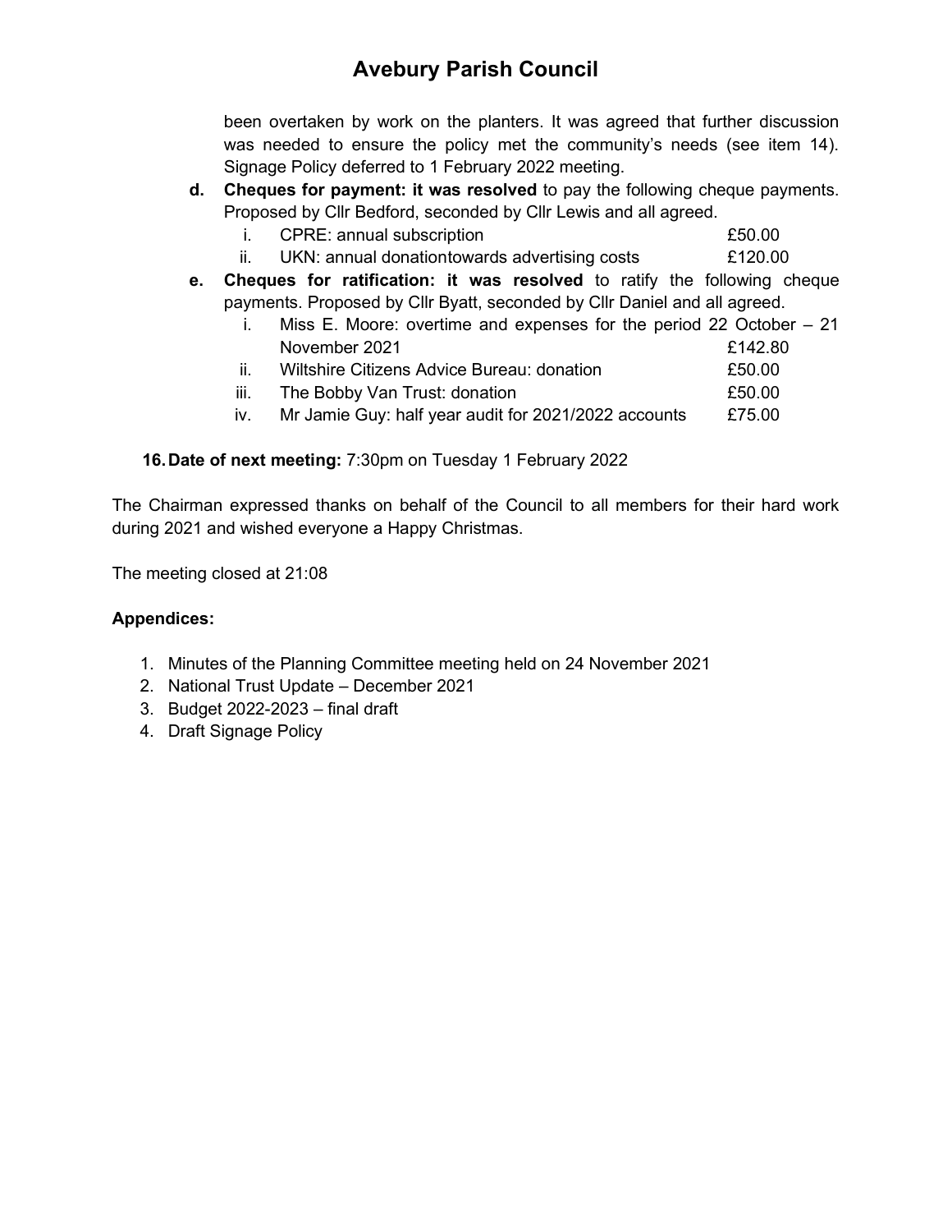been overtaken by work on the planters. It was agreed that further discussion was needed to ensure the policy met the community's needs (see item 14). Signage Policy deferred to 1 February 2022 meeting.

**d. Cheques for payment: it was resolved** to pay the following cheque payments. Proposed by Cllr Bedford, seconded by Cllr Lewis and all agreed.

   i. CPRE: annual subscription £50.00
   
   ii. UKN: annual donationtowards advertising costs £120.00

**e. Cheques for ratification: it was resolved** to ratify the following cheque payments. Proposed by Cllr Byatt, seconded by Cllr Daniel and all agreed.

   i. Miss E. Moore: overtime and expenses for the period 22 October – 21 November 2021 £142.80
   
   ii. Wiltshire Citizens Advice Bureau: donation £50.00
   
   iii. The Bobby Van Trust: donation £50.00
   
   iv. Mr Jamie Guy: half year audit for 2021/2022 accounts £75.00

**16. Date of next meeting:** 7:30pm on Tuesday 1 February 2022

The Chairman expressed thanks on behalf of the Council to all members for their hard work during 2021 and wished everyone a Happy Christmas.

The meeting closed at 21:08

**Appendices:**

1. Minutes of the Planning Committee meeting held on 24 November 2021
2. National Trust Update – December 2021
3. Budget 2022-2023 – final draft
4. Draft Signage Policy